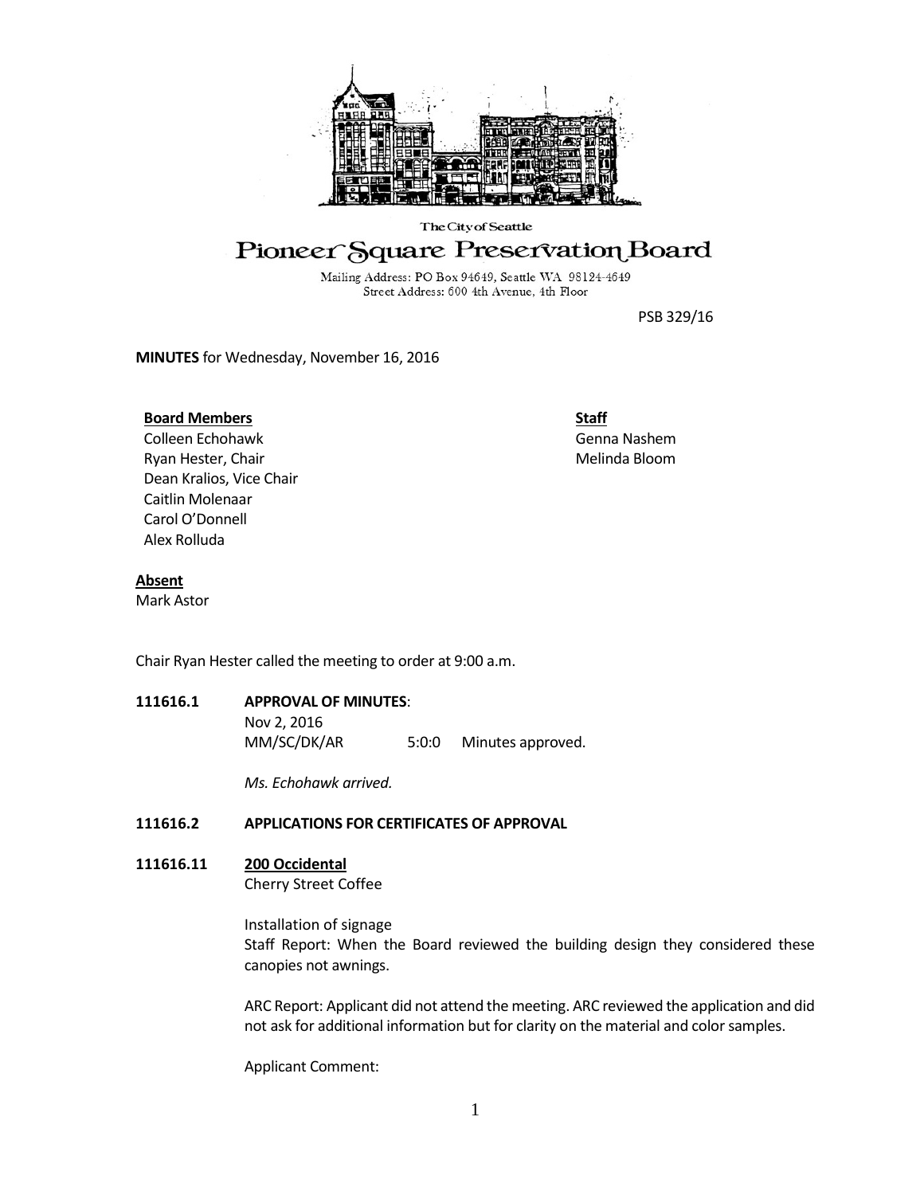The City of Seattle

# Pioneer Square Preservation Board

Mailing Address: PO Box 94649, Seattle WA 98124-4649
Street Address: 600 4th Avenue, 4th Floor

PSB 329/16

**MINUTES** for Wednesday, November 16, 2016

**Board Members**
Colleen Echohawk
Ryan Hester, Chair
Dean Kralios, Vice Chair
Caitlin Molenaar
Carol O'Donnell
Alex Rolluda

**Staff**
Genna Nashem
Melinda Bloom

**Absent**
Mark Astor

Chair Ryan Hester called the meeting to order at 9:00 a.m.

**111616.1 APPROVAL OF MINUTES**:

Nov 2, 2016
MM/SC/DK/AR 5:0:0 Minutes approved.

*Ms. Echohawk arrived.*

**111616.2 APPLICATIONS FOR CERTIFICATES OF APPROVAL**

**111616.11 200 Occidental**
Cherry Street Coffee

Installation of signage
Staff Report: When the Board reviewed the building design they considered these canopies not awnings.

ARC Report: Applicant did not attend the meeting. ARC reviewed the application and did not ask for additional information but for clarity on the material and color samples.

Applicant Comment: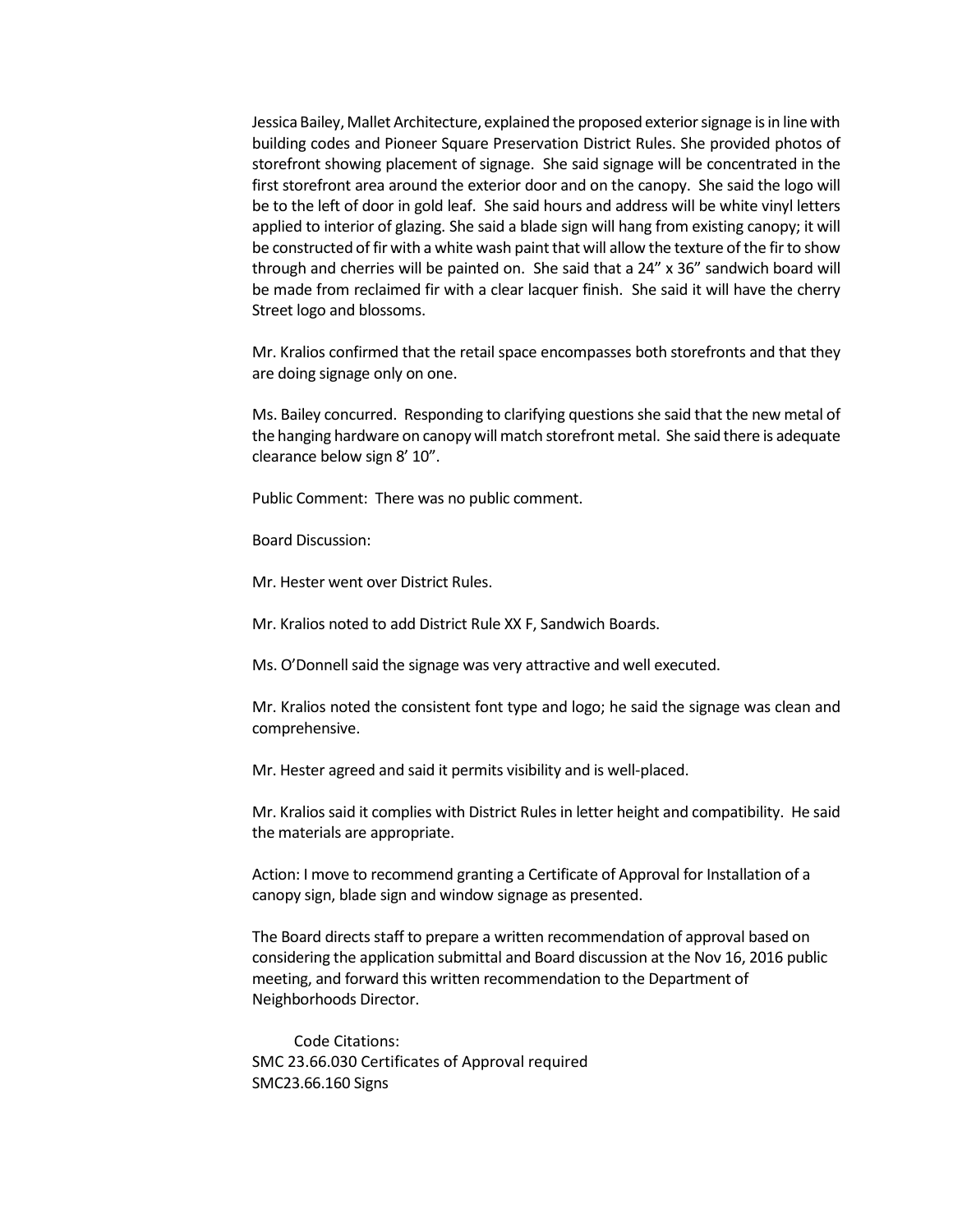Jessica Bailey, Mallet Architecture, explained the proposed exterior signage is in line with building codes and Pioneer Square Preservation District Rules. She provided photos of storefront showing placement of signage. She said signage will be concentrated in the first storefront area around the exterior door and on the canopy. She said the logo will be to the left of door in gold leaf. She said hours and address will be white vinyl letters applied to interior of glazing. She said a blade sign will hang from existing canopy; it will be constructed of fir with a white wash paint that will allow the texture of the fir to show through and cherries will be painted on. She said that a 24" x 36" sandwich board will be made from reclaimed fir with a clear lacquer finish. She said it will have the cherry Street logo and blossoms.

Mr. Kralios confirmed that the retail space encompasses both storefronts and that they are doing signage only on one.

Ms. Bailey concurred. Responding to clarifying questions she said that the new metal of the hanging hardware on canopy will match storefront metal. She said there is adequate clearance below sign 8' 10".

Public Comment: There was no public comment.

Board Discussion:

Mr. Hester went over District Rules.

Mr. Kralios noted to add District Rule XX F, Sandwich Boards.

Ms. O'Donnell said the signage was very attractive and well executed.

Mr. Kralios noted the consistent font type and logo; he said the signage was clean and comprehensive.

Mr. Hester agreed and said it permits visibility and is well-placed.

Mr. Kralios said it complies with District Rules in letter height and compatibility. He said the materials are appropriate.

Action: I move to recommend granting a Certificate of Approval for Installation of a canopy sign, blade sign and window signage as presented.

The Board directs staff to prepare a written recommendation of approval based on considering the application submittal and Board discussion at the Nov 16, 2016 public meeting, and forward this written recommendation to the Department of Neighborhoods Director.

Code Citations:
SMC 23.66.030 Certificates of Approval required
SMC23.66.160 Signs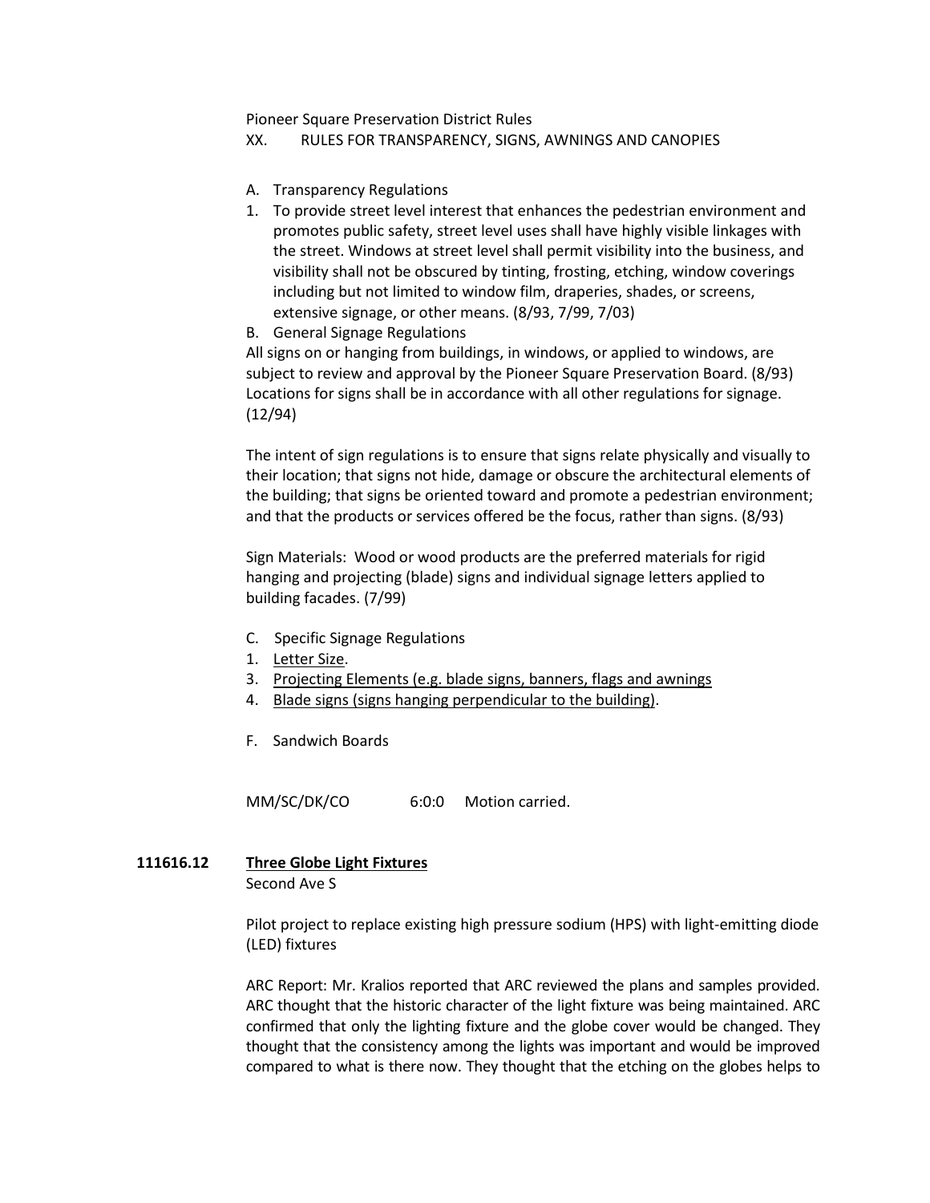Pioneer Square Preservation District Rules
XX. RULES FOR TRANSPARENCY, SIGNS, AWNINGS AND CANOPIES

A. Transparency Regulations

1. To provide street level interest that enhances the pedestrian environment and promotes public safety, street level uses shall have highly visible linkages with the street. Windows at street level shall permit visibility into the business, and visibility shall not be obscured by tinting, frosting, etching, window coverings including but not limited to window film, draperies, shades, or screens, extensive signage, or other means. (8/93, 7/99, 7/03)

B. General Signage Regulations

All signs on or hanging from buildings, in windows, or applied to windows, are subject to review and approval by the Pioneer Square Preservation Board. (8/93) Locations for signs shall be in accordance with all other regulations for signage. (12/94)

The intent of sign regulations is to ensure that signs relate physically and visually to their location; that signs not hide, damage or obscure the architectural elements of the building; that signs be oriented toward and promote a pedestrian environment; and that the products or services offered be the focus, rather than signs. (8/93)

Sign Materials: Wood or wood products are the preferred materials for rigid hanging and projecting (blade) signs and individual signage letters applied to building facades. (7/99)

C. Specific Signage Regulations

1. <u>Letter Size</u>.
3. <u>Projecting Elements (e.g. blade signs, banners, flags and awnings</u>
4. <u>Blade signs (signs hanging perpendicular to the building)</u>.

F. Sandwich Boards

MM/SC/DK/CO 6:0:0 Motion carried.

**111616.12** **<u>Three Globe Light Fixtures</u>**
Second Ave S

Pilot project to replace existing high pressure sodium (HPS) with light-emitting diode (LED) fixtures

ARC Report: Mr. Kralios reported that ARC reviewed the plans and samples provided. ARC thought that the historic character of the light fixture was being maintained. ARC confirmed that only the lighting fixture and the globe cover would be changed. They thought that the consistency among the lights was important and would be improved compared to what is there now. They thought that the etching on the globes helps to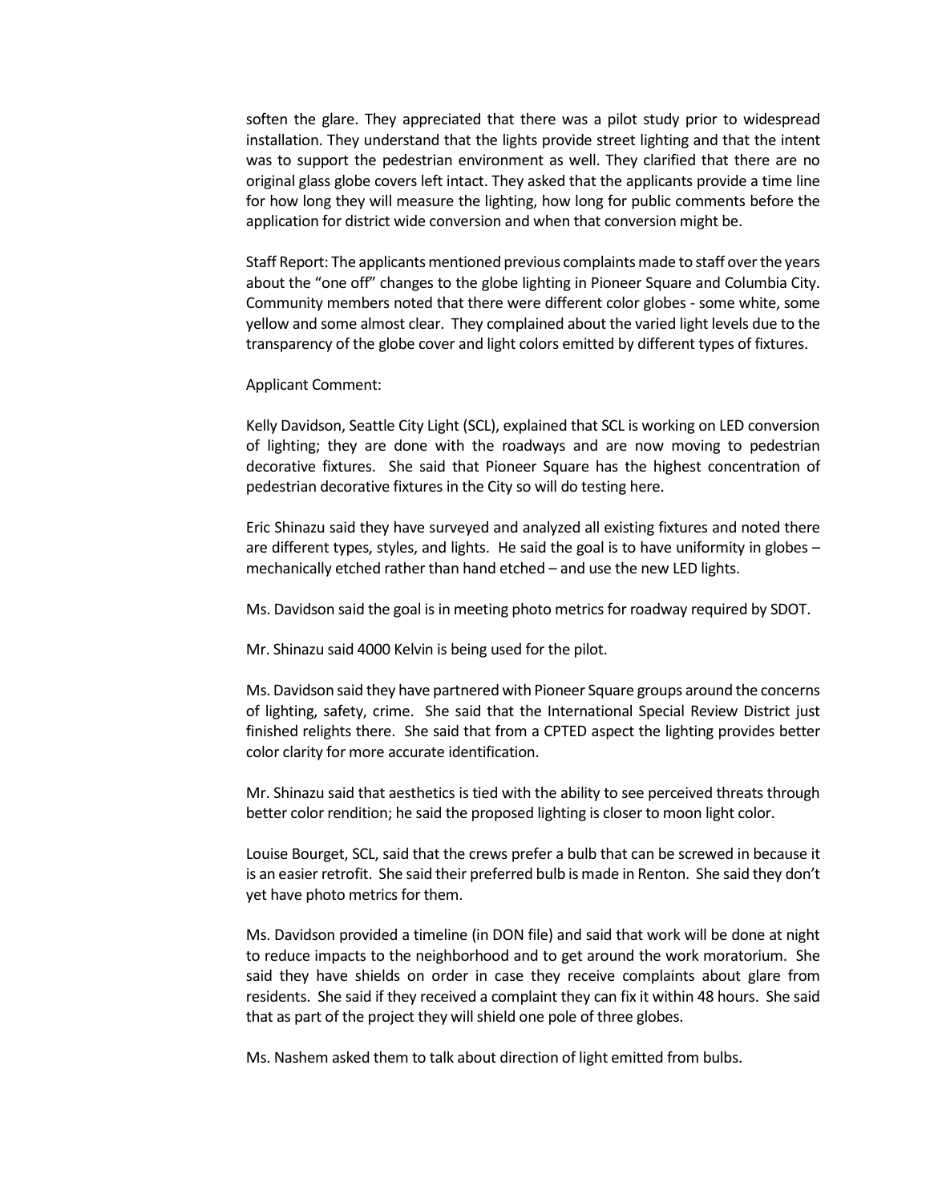soften the glare. They appreciated that there was a pilot study prior to widespread installation. They understand that the lights provide street lighting and that the intent was to support the pedestrian environment as well. They clarified that there are no original glass globe covers left intact. They asked that the applicants provide a time line for how long they will measure the lighting, how long for public comments before the application for district wide conversion and when that conversion might be.

Staff Report: The applicants mentioned previous complaints made to staff over the years about the "one off" changes to the globe lighting in Pioneer Square and Columbia City. Community members noted that there were different color globes - some white, some yellow and some almost clear. They complained about the varied light levels due to the transparency of the globe cover and light colors emitted by different types of fixtures.

Applicant Comment:

Kelly Davidson, Seattle City Light (SCL), explained that SCL is working on LED conversion of lighting; they are done with the roadways and are now moving to pedestrian decorative fixtures. She said that Pioneer Square has the highest concentration of pedestrian decorative fixtures in the City so will do testing here.

Eric Shinazu said they have surveyed and analyzed all existing fixtures and noted there are different types, styles, and lights. He said the goal is to have uniformity in globes – mechanically etched rather than hand etched – and use the new LED lights.

Ms. Davidson said the goal is in meeting photo metrics for roadway required by SDOT.

Mr. Shinazu said 4000 Kelvin is being used for the pilot.

Ms. Davidson said they have partnered with Pioneer Square groups around the concerns of lighting, safety, crime. She said that the International Special Review District just finished relights there. She said that from a CPTED aspect the lighting provides better color clarity for more accurate identification.

Mr. Shinazu said that aesthetics is tied with the ability to see perceived threats through better color rendition; he said the proposed lighting is closer to moon light color.

Louise Bourget, SCL, said that the crews prefer a bulb that can be screwed in because it is an easier retrofit. She said their preferred bulb is made in Renton. She said they don't yet have photo metrics for them.

Ms. Davidson provided a timeline (in DON file) and said that work will be done at night to reduce impacts to the neighborhood and to get around the work moratorium. She said they have shields on order in case they receive complaints about glare from residents. She said if they received a complaint they can fix it within 48 hours. She said that as part of the project they will shield one pole of three globes.

Ms. Nashem asked them to talk about direction of light emitted from bulbs.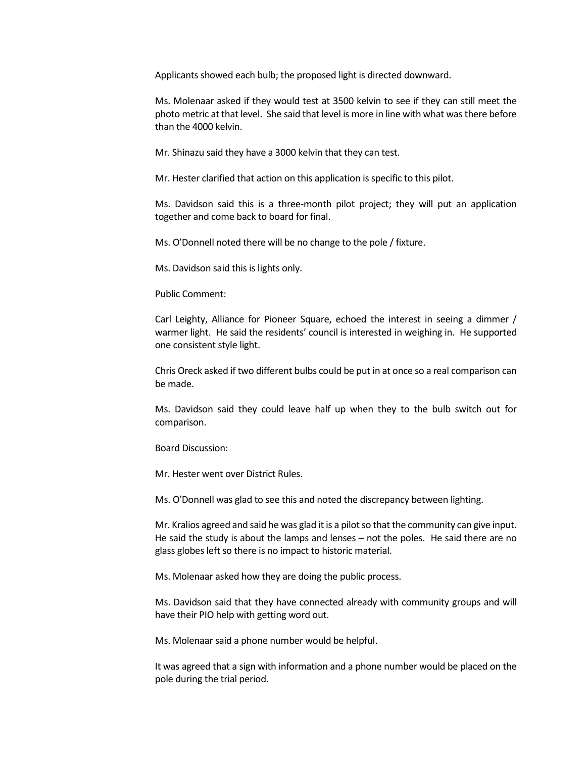Applicants showed each bulb; the proposed light is directed downward.

Ms. Molenaar asked if they would test at 3500 kelvin to see if they can still meet the photo metric at that level. She said that level is more in line with what was there before than the 4000 kelvin.

Mr. Shinazu said they have a 3000 kelvin that they can test.

Mr. Hester clarified that action on this application is specific to this pilot.

Ms. Davidson said this is a three-month pilot project; they will put an application together and come back to board for final.

Ms. O'Donnell noted there will be no change to the pole / fixture.

Ms. Davidson said this is lights only.

Public Comment:

Carl Leighty, Alliance for Pioneer Square, echoed the interest in seeing a dimmer / warmer light. He said the residents' council is interested in weighing in. He supported one consistent style light.

Chris Oreck asked if two different bulbs could be put in at once so a real comparison can be made.

Ms. Davidson said they could leave half up when they to the bulb switch out for comparison.

Board Discussion:

Mr. Hester went over District Rules.

Ms. O'Donnell was glad to see this and noted the discrepancy between lighting.

Mr. Kralios agreed and said he was glad it is a pilot so that the community can give input. He said the study is about the lamps and lenses – not the poles. He said there are no glass globes left so there is no impact to historic material.

Ms. Molenaar asked how they are doing the public process.

Ms. Davidson said that they have connected already with community groups and will have their PIO help with getting word out.

Ms. Molenaar said a phone number would be helpful.

It was agreed that a sign with information and a phone number would be placed on the pole during the trial period.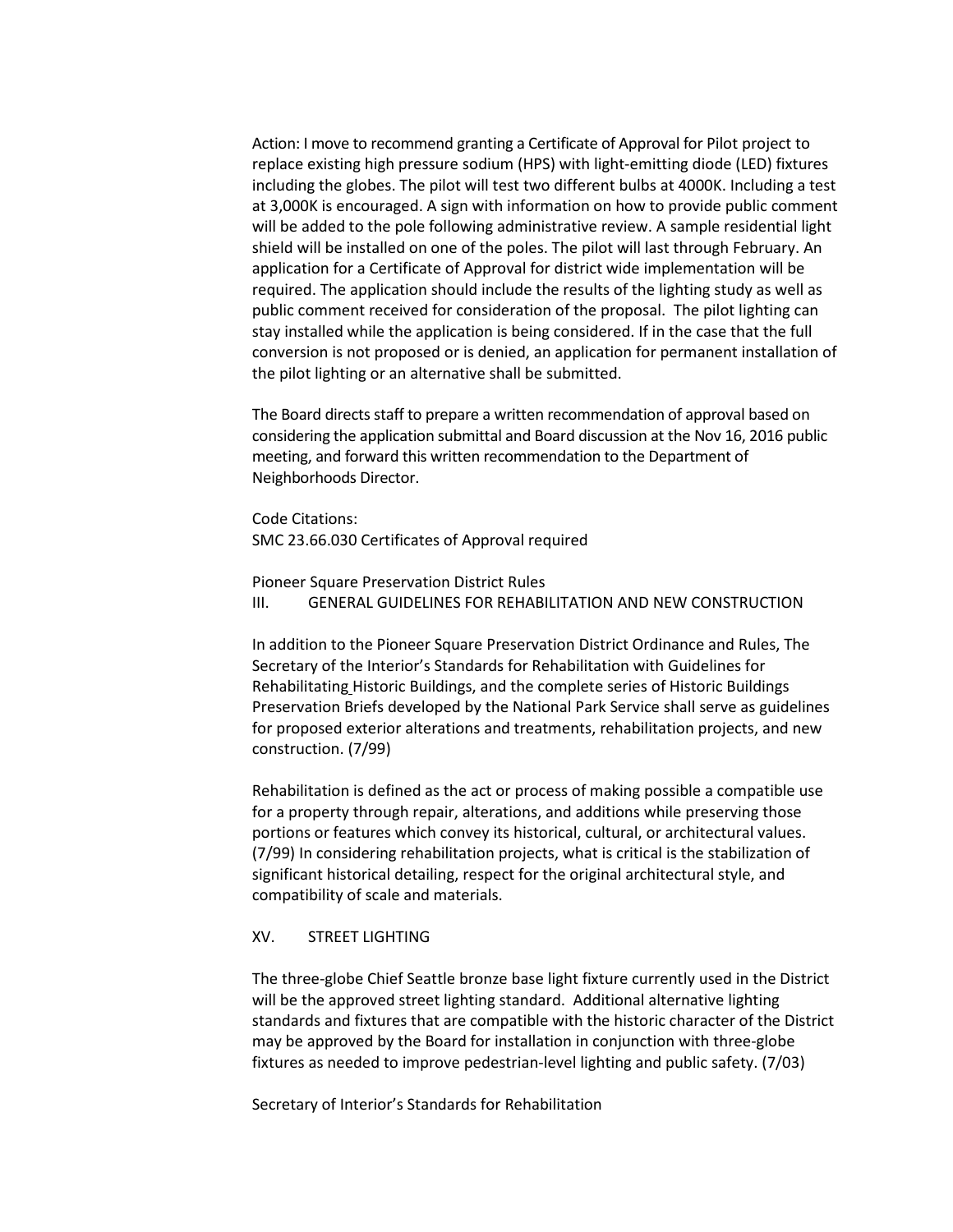Action: I move to recommend granting a Certificate of Approval for Pilot project to replace existing high pressure sodium (HPS) with light-emitting diode (LED) fixtures including the globes. The pilot will test two different bulbs at 4000K. Including a test at 3,000K is encouraged. A sign with information on how to provide public comment will be added to the pole following administrative review. A sample residential light shield will be installed on one of the poles. The pilot will last through February. An application for a Certificate of Approval for district wide implementation will be required. The application should include the results of the lighting study as well as public comment received for consideration of the proposal. The pilot lighting can stay installed while the application is being considered. If in the case that the full conversion is not proposed or is denied, an application for permanent installation of the pilot lighting or an alternative shall be submitted.

The Board directs staff to prepare a written recommendation of approval based on considering the application submittal and Board discussion at the Nov 16, 2016 public meeting, and forward this written recommendation to the Department of Neighborhoods Director.

Code Citations:
SMC 23.66.030 Certificates of Approval required

Pioneer Square Preservation District Rules
III. GENERAL GUIDELINES FOR REHABILITATION AND NEW CONSTRUCTION

In addition to the Pioneer Square Preservation District Ordinance and Rules, The Secretary of the Interior's Standards for Rehabilitation with Guidelines for Rehabilitating Historic Buildings, and the complete series of Historic Buildings Preservation Briefs developed by the National Park Service shall serve as guidelines for proposed exterior alterations and treatments, rehabilitation projects, and new construction. (7/99)

Rehabilitation is defined as the act or process of making possible a compatible use for a property through repair, alterations, and additions while preserving those portions or features which convey its historical, cultural, or architectural values. (7/99) In considering rehabilitation projects, what is critical is the stabilization of significant historical detailing, respect for the original architectural style, and compatibility of scale and materials.

XV. STREET LIGHTING

The three-globe Chief Seattle bronze base light fixture currently used in the District will be the approved street lighting standard. Additional alternative lighting standards and fixtures that are compatible with the historic character of the District may be approved by the Board for installation in conjunction with three-globe fixtures as needed to improve pedestrian-level lighting and public safety. (7/03)

Secretary of Interior's Standards for Rehabilitation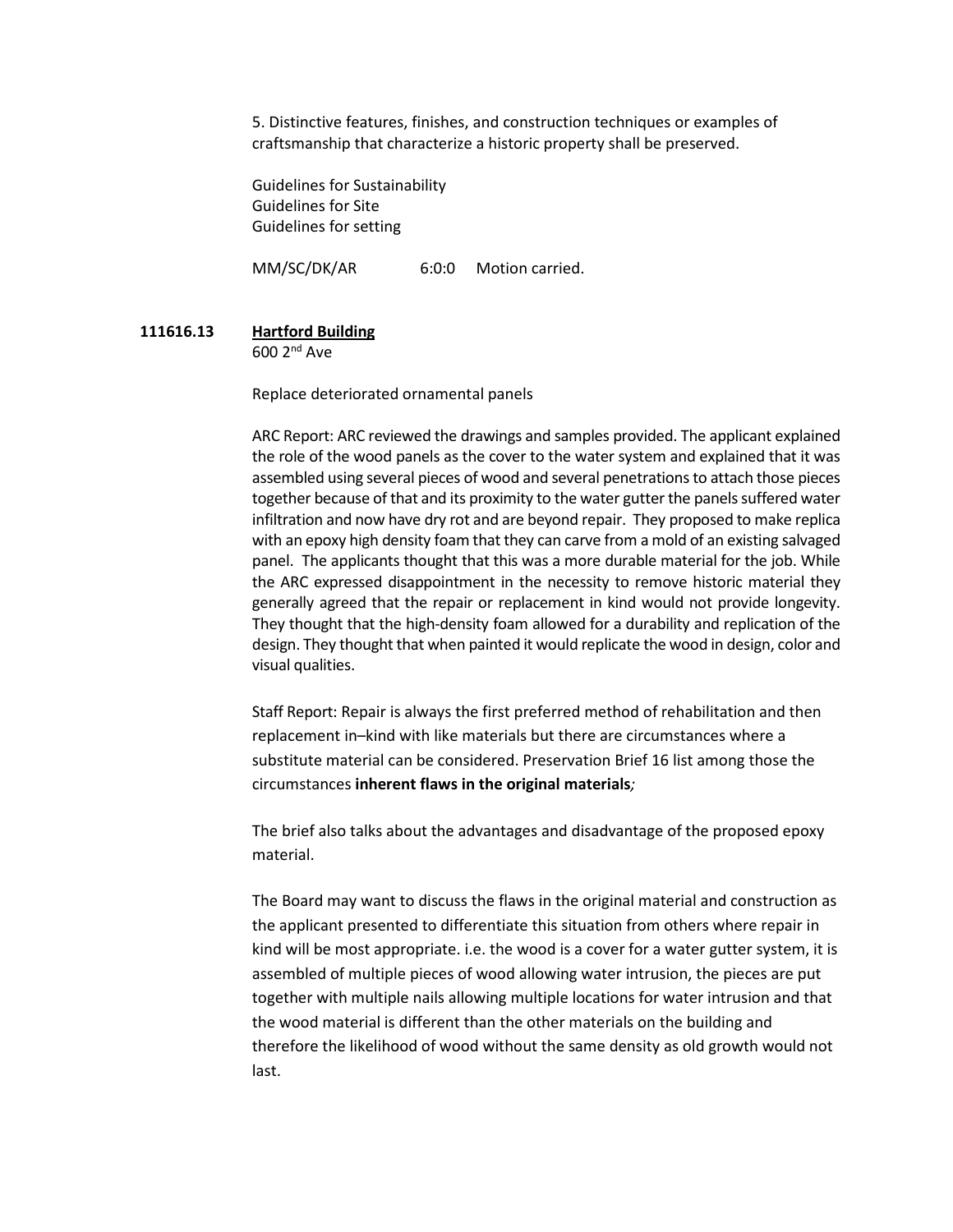5. Distinctive features, finishes, and construction techniques or examples of craftsmanship that characterize a historic property shall be preserved.

Guidelines for Sustainability
Guidelines for Site
Guidelines for setting

MM/SC/DK/AR 6:0:0 Motion carried.

**111616.13** **Hartford Building**
600 2nd Ave

Replace deteriorated ornamental panels

ARC Report: ARC reviewed the drawings and samples provided. The applicant explained the role of the wood panels as the cover to the water system and explained that it was assembled using several pieces of wood and several penetrations to attach those pieces together because of that and its proximity to the water gutter the panels suffered water infiltration and now have dry rot and are beyond repair. They proposed to make replica with an epoxy high density foam that they can carve from a mold of an existing salvaged panel. The applicants thought that this was a more durable material for the job. While the ARC expressed disappointment in the necessity to remove historic material they generally agreed that the repair or replacement in kind would not provide longevity. They thought that the high-density foam allowed for a durability and replication of the design. They thought that when painted it would replicate the wood in design, color and visual qualities.

Staff Report: Repair is always the first preferred method of rehabilitation and then replacement in–kind with like materials but there are circumstances where a substitute material can be considered. Preservation Brief 16 list among those the circumstances **inherent flaws in the original materials***;*

The brief also talks about the advantages and disadvantage of the proposed epoxy material.

The Board may want to discuss the flaws in the original material and construction as the applicant presented to differentiate this situation from others where repair in kind will be most appropriate. i.e. the wood is a cover for a water gutter system, it is assembled of multiple pieces of wood allowing water intrusion, the pieces are put together with multiple nails allowing multiple locations for water intrusion and that the wood material is different than the other materials on the building and therefore the likelihood of wood without the same density as old growth would not last.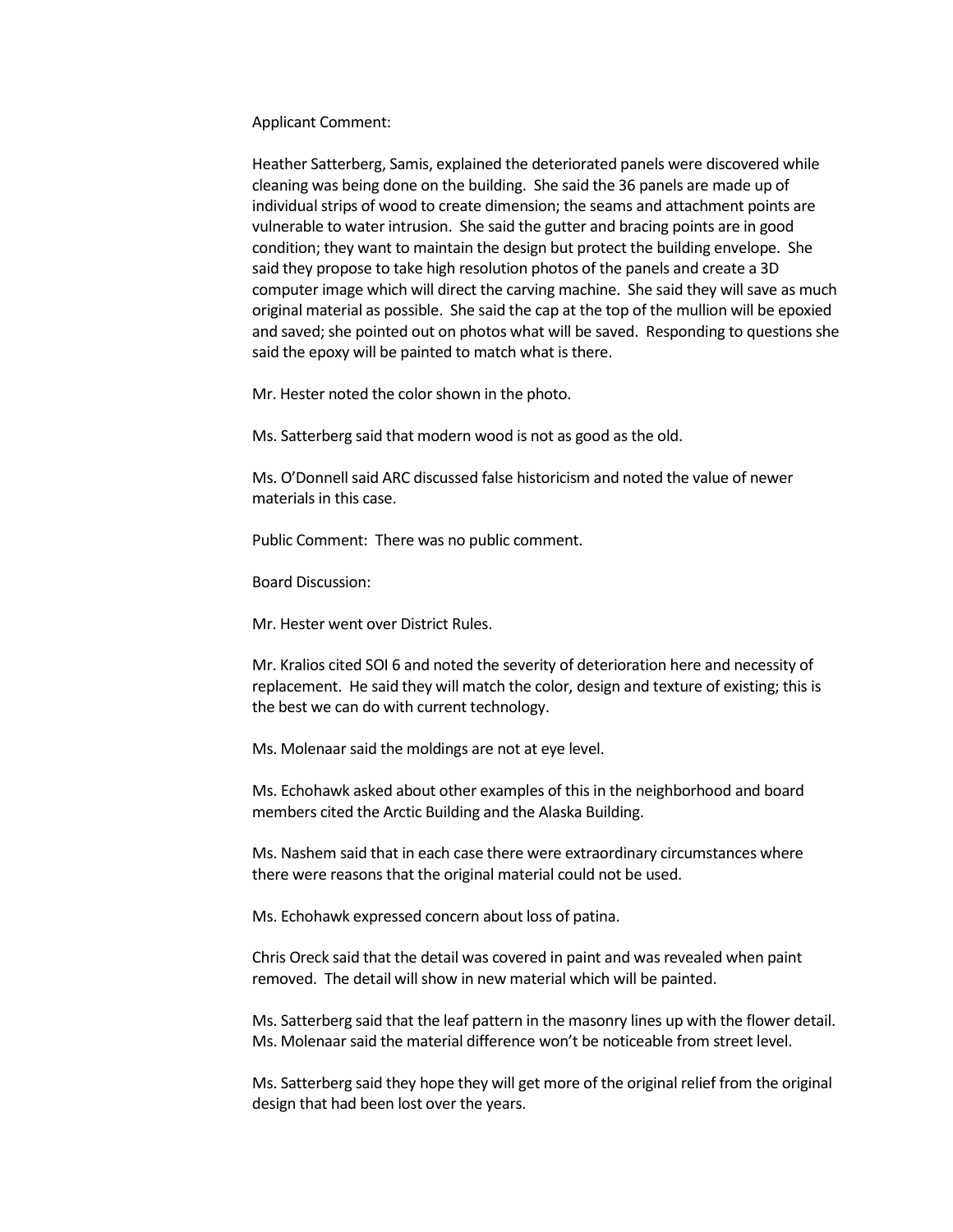Applicant Comment:

Heather Satterberg, Samis, explained the deteriorated panels were discovered while cleaning was being done on the building. She said the 36 panels are made up of individual strips of wood to create dimension; the seams and attachment points are vulnerable to water intrusion. She said the gutter and bracing points are in good condition; they want to maintain the design but protect the building envelope. She said they propose to take high resolution photos of the panels and create a 3D computer image which will direct the carving machine. She said they will save as much original material as possible. She said the cap at the top of the mullion will be epoxied and saved; she pointed out on photos what will be saved. Responding to questions she said the epoxy will be painted to match what is there.

Mr. Hester noted the color shown in the photo.

Ms. Satterberg said that modern wood is not as good as the old.

Ms. O'Donnell said ARC discussed false historicism and noted the value of newer materials in this case.

Public Comment: There was no public comment.

Board Discussion:

Mr. Hester went over District Rules.

Mr. Kralios cited SOI 6 and noted the severity of deterioration here and necessity of replacement. He said they will match the color, design and texture of existing; this is the best we can do with current technology.

Ms. Molenaar said the moldings are not at eye level.

Ms. Echohawk asked about other examples of this in the neighborhood and board members cited the Arctic Building and the Alaska Building.

Ms. Nashem said that in each case there were extraordinary circumstances where there were reasons that the original material could not be used.

Ms. Echohawk expressed concern about loss of patina.

Chris Oreck said that the detail was covered in paint and was revealed when paint removed. The detail will show in new material which will be painted.

Ms. Satterberg said that the leaf pattern in the masonry lines up with the flower detail. Ms. Molenaar said the material difference won't be noticeable from street level.

Ms. Satterberg said they hope they will get more of the original relief from the original design that had been lost over the years.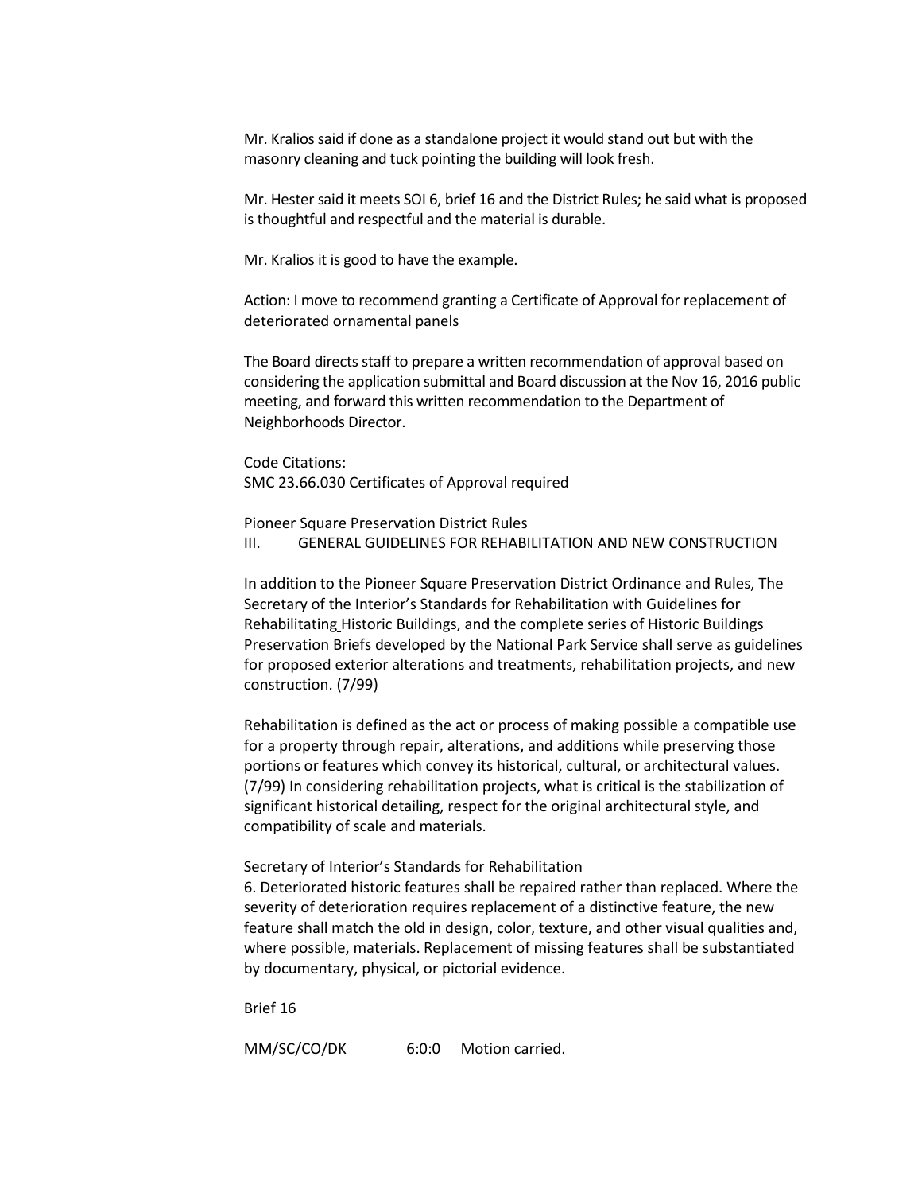Mr. Kralios said if done as a standalone project it would stand out but with the masonry cleaning and tuck pointing the building will look fresh.

Mr. Hester said it meets SOI 6, brief 16 and the District Rules; he said what is proposed is thoughtful and respectful and the material is durable.

Mr. Kralios it is good to have the example.

Action: I move to recommend granting a Certificate of Approval for replacement of deteriorated ornamental panels

The Board directs staff to prepare a written recommendation of approval based on considering the application submittal and Board discussion at the Nov 16, 2016 public meeting, and forward this written recommendation to the Department of Neighborhoods Director.

Code Citations:
SMC 23.66.030 Certificates of Approval required

Pioneer Square Preservation District Rules
III. GENERAL GUIDELINES FOR REHABILITATION AND NEW CONSTRUCTION

In addition to the Pioneer Square Preservation District Ordinance and Rules, The Secretary of the Interior's Standards for Rehabilitation with Guidelines for Rehabilitating Historic Buildings, and the complete series of Historic Buildings Preservation Briefs developed by the National Park Service shall serve as guidelines for proposed exterior alterations and treatments, rehabilitation projects, and new construction. (7/99)

Rehabilitation is defined as the act or process of making possible a compatible use for a property through repair, alterations, and additions while preserving those portions or features which convey its historical, cultural, or architectural values. (7/99) In considering rehabilitation projects, what is critical is the stabilization of significant historical detailing, respect for the original architectural style, and compatibility of scale and materials.

Secretary of Interior's Standards for Rehabilitation
6. Deteriorated historic features shall be repaired rather than replaced. Where the severity of deterioration requires replacement of a distinctive feature, the new feature shall match the old in design, color, texture, and other visual qualities and, where possible, materials. Replacement of missing features shall be substantiated by documentary, physical, or pictorial evidence.

Brief 16

MM/SC/CO/DK 6:0:0 Motion carried.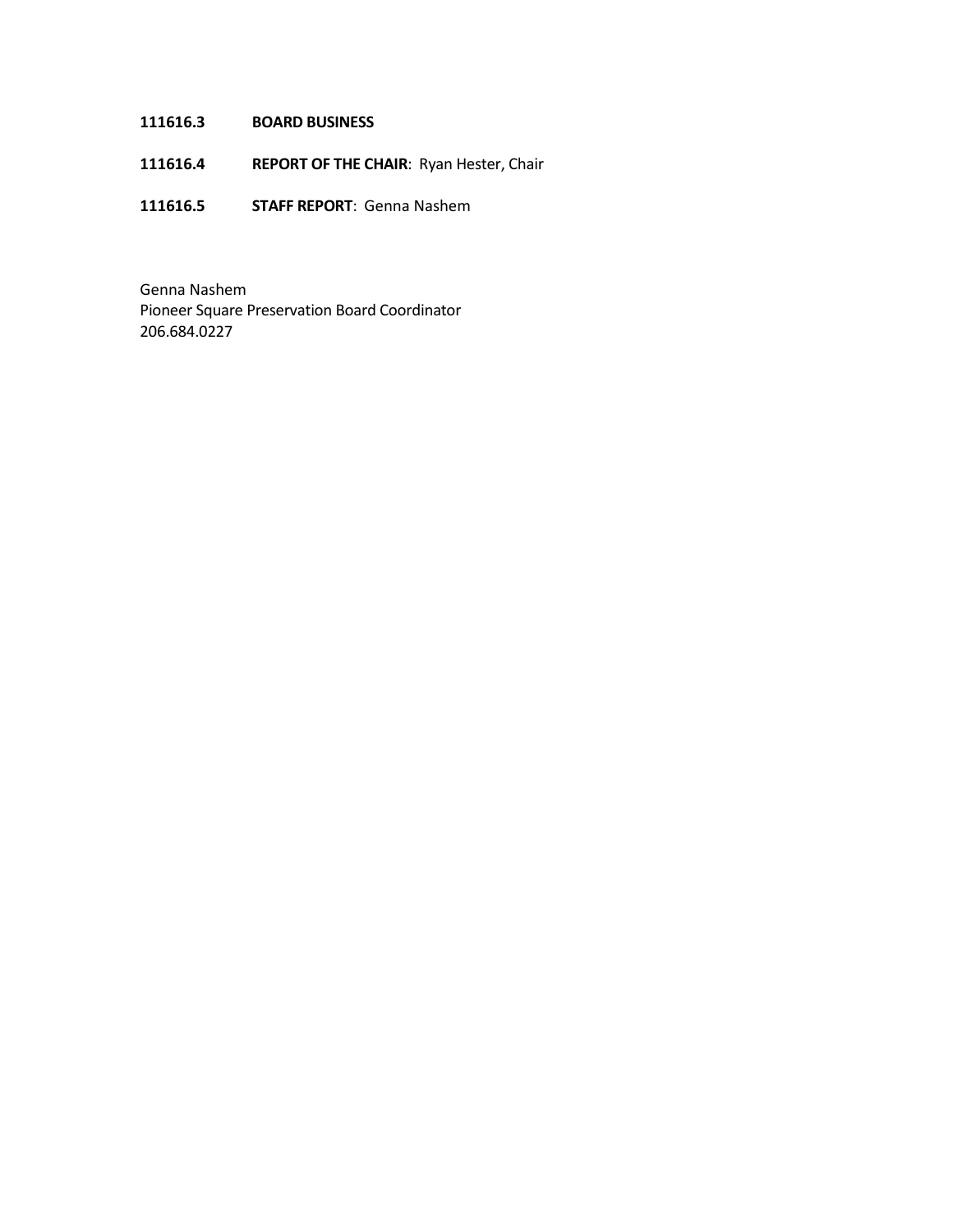**111616.3 BOARD BUSINESS**

**111616.4 REPORT OF THE CHAIR**: Ryan Hester, Chair

**111616.5 STAFF REPORT**: Genna Nashem

Genna Nashem
Pioneer Square Preservation Board Coordinator
206.684.0227